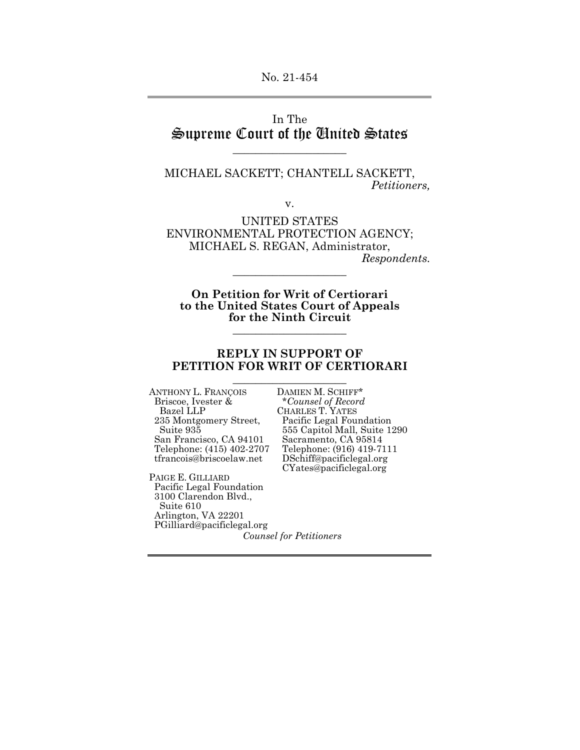No. 21-454

In The
# Supreme Court of the United States

MICHAEL SACKETT; CHANTELL SACKETT,
*Petitioners,*

v.

UNITED STATES
ENVIRONMENTAL PROTECTION AGENCY;
MICHAEL S. REGAN, Administrator,
*Respondents.*

**On Petition for Writ of Certiorari
to the United States Court of Appeals
for the Ninth Circuit**

## REPLY IN SUPPORT OF
## PETITION FOR WRIT OF CERTIORARI

ANTHONY L. FRANÇOIS
Briscoe, Ivester &
Bazel LLP
235 Montgomery Street,
Suite 935
San Francisco, CA 94101
Telephone: (415) 402-2707
tfrancois@briscoelaw.net

PAIGE E. GILLIARD
Pacific Legal Foundation
3100 Clarendon Blvd.,
Suite 610
Arlington, VA 22201
PGilliard@pacificlegal.org

DAMIEN M. SCHIFF*
*\*Counsel of Record*
CHARLES T. YATES
Pacific Legal Foundation
555 Capitol Mall, Suite 1290
Sacramento, CA 95814
Telephone: (916) 419-7111
DSchiff@pacificlegal.org
CYates@pacificlegal.org

*Counsel for Petitioners*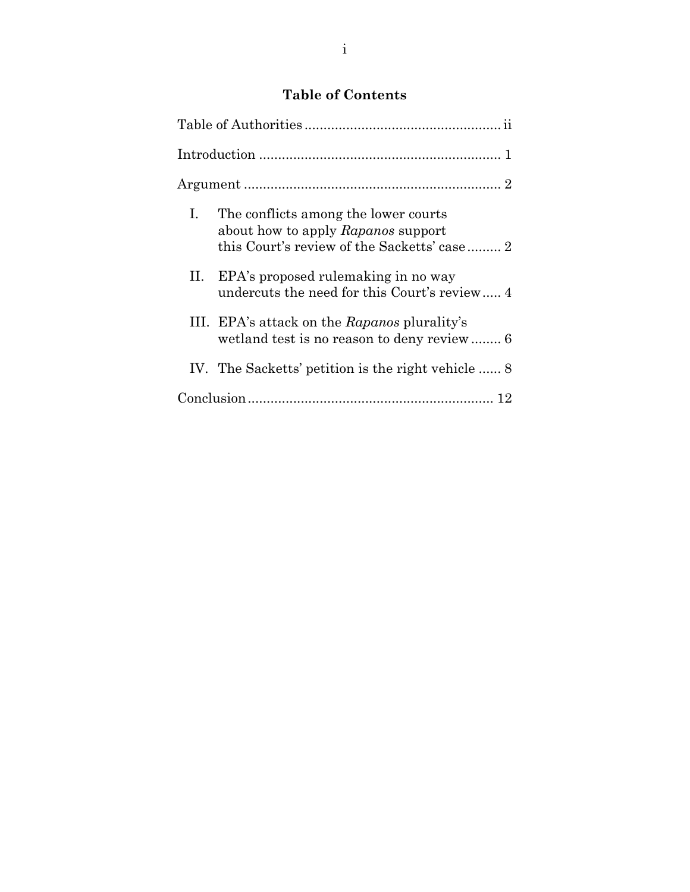## Table of Contents

Table of Authorities .................................................... ii

Introduction ................................................................ 1

Argument .................................................................... 2

I. The conflicts among the lower courts about how to apply *Rapanos* support this Court's review of the Sacketts' case ......... 2

II. EPA's proposed rulemaking in no way undercuts the need for this Court's review ..... 4

III. EPA's attack on the *Rapanos* plurality's wetland test is no reason to deny review ........ 6

IV. The Sacketts' petition is the right vehicle ...... 8

Conclusion ................................................................ 12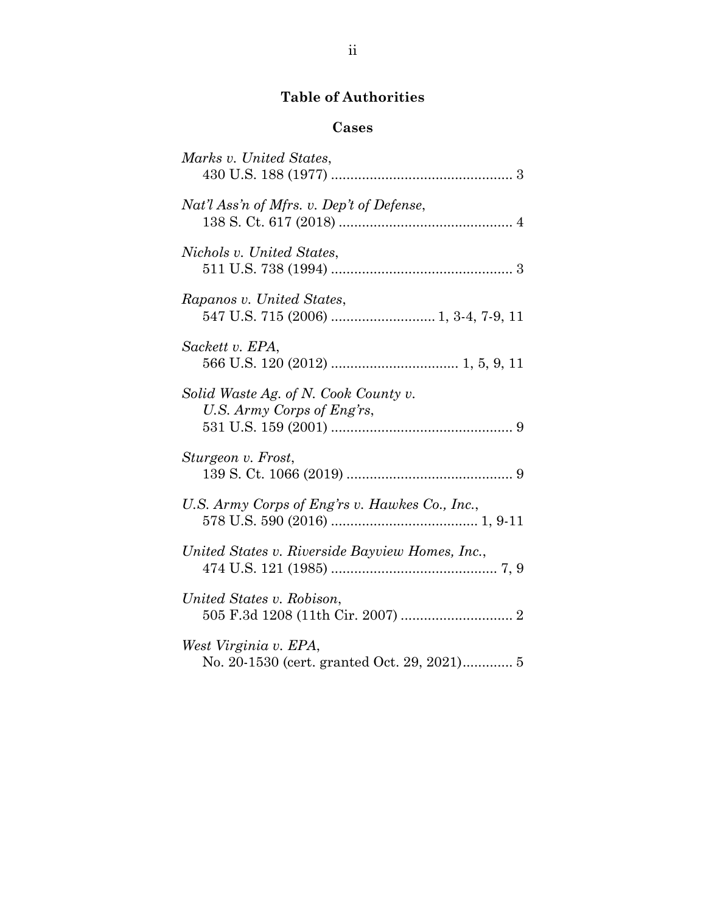# Table of Authorities

## Cases

*Marks v. United States*,
430 U.S. 188 (1977) ............................................... 3

*Nat'l Ass'n of Mfrs. v. Dep't of Defense*,
138 S. Ct. 617 (2018) ............................................ 4

*Nichols v. United States*,
511 U.S. 738 (1994) ............................................... 3

*Rapanos v. United States*,
547 U.S. 715 (2006) ........................... 1, 3-4, 7-9, 11

*Sackett v. EPA*,
566 U.S. 120 (2012) ................................. 1, 5, 9, 11

*Solid Waste Ag. of N. Cook County v.*
*U.S. Army Corps of Eng'rs*,
531 U.S. 159 (2001) ............................................... 9

*Sturgeon v. Frost*,
139 S. Ct. 1066 (2019) ........................................... 9

*U.S. Army Corps of Eng'rs v. Hawkes Co., Inc.*,
578 U.S. 590 (2016) ...................................... 1, 9-11

*United States v. Riverside Bayview Homes, Inc.*,
474 U.S. 121 (1985) ........................................... 7, 9

*United States v. Robison*,
505 F.3d 1208 (11th Cir. 2007) ............................. 2

*West Virginia v. EPA*,
No. 20-1530 (cert. granted Oct. 29, 2021)............. 5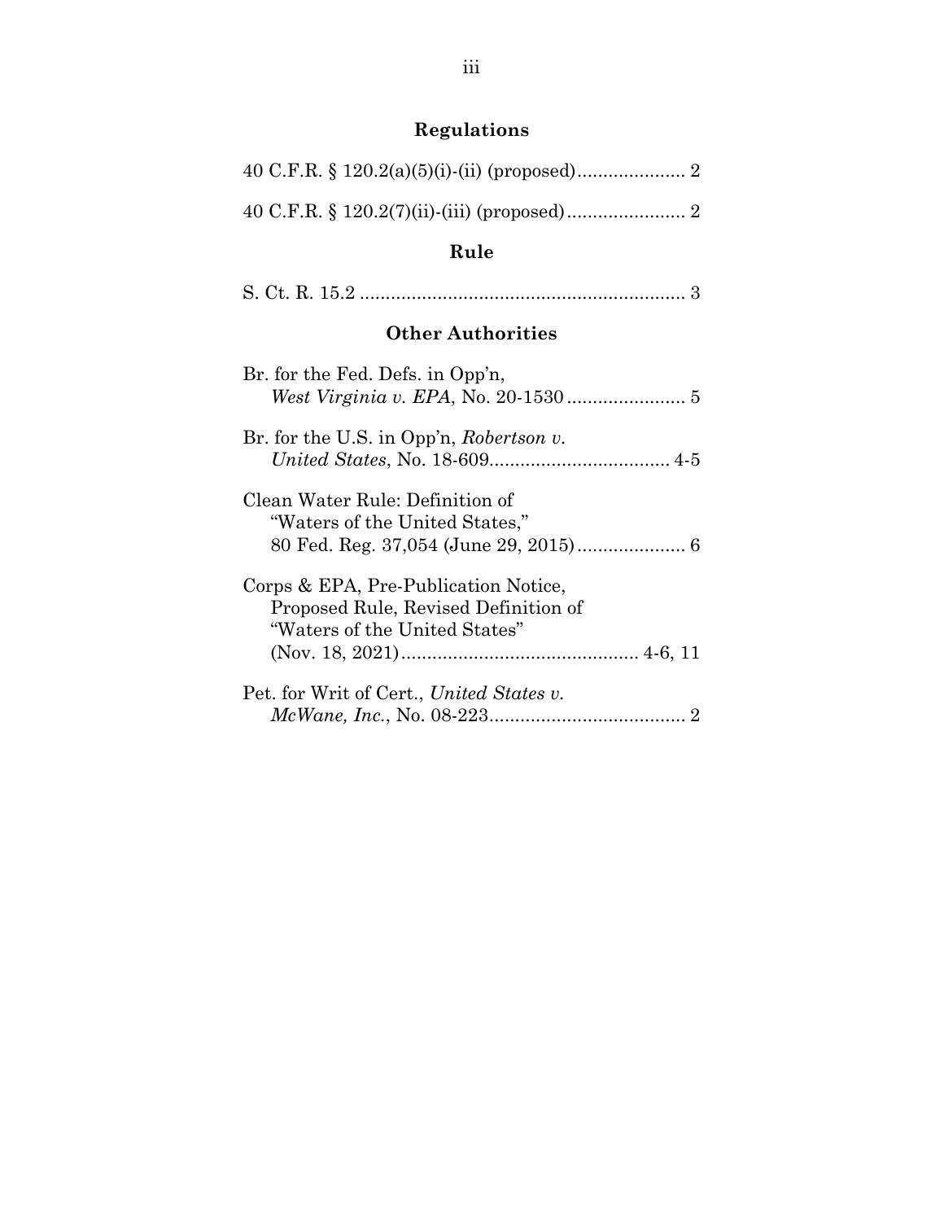## Regulations

40 C.F.R. § 120.2(a)(5)(i)-(ii) (proposed) .................... 2

40 C.F.R. § 120.2(7)(ii)-(iii) (proposed) ...................... 2

## Rule

S. Ct. R. 15.2 .............................................................. 3

## Other Authorities

Br. for the Fed. Defs. in Opp'n, *West Virginia v. EPA*, No. 20-1530 ...................... 5

Br. for the U.S. in Opp'n, *Robertson v. United States*, No. 18-609.................................. 4-5

Clean Water Rule: Definition of "Waters of the United States," 80 Fed. Reg. 37,054 (June 29, 2015) .................... 6

Corps & EPA, Pre-Publication Notice, Proposed Rule, Revised Definition of "Waters of the United States" (Nov. 18, 2021) ............................................ 4-6, 11

Pet. for Writ of Cert., *United States v. McWane, Inc.*, No. 08-223..................................... 2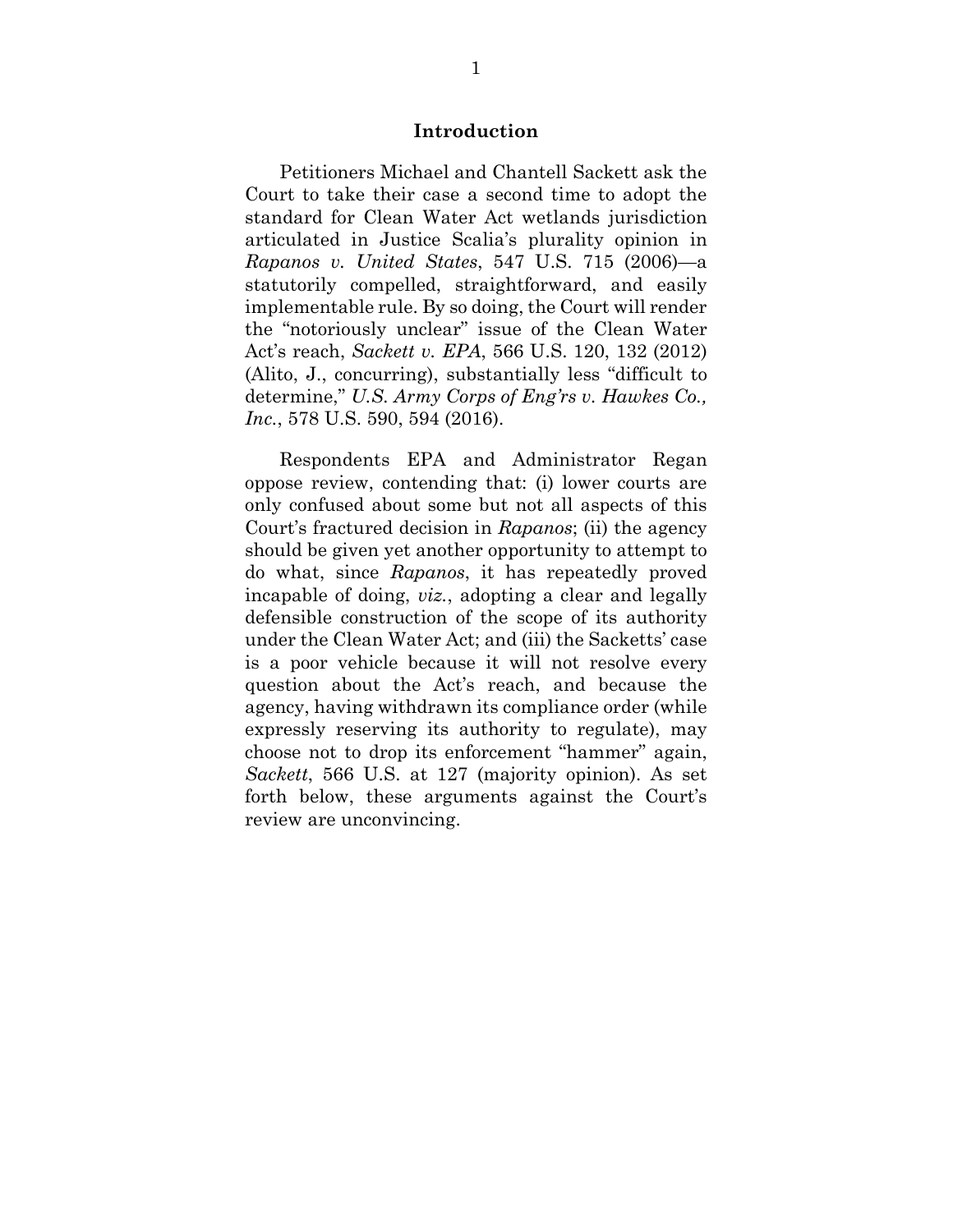## Introduction

Petitioners Michael and Chantell Sackett ask the Court to take their case a second time to adopt the standard for Clean Water Act wetlands jurisdiction articulated in Justice Scalia's plurality opinion in *Rapanos v. United States*, 547 U.S. 715 (2006)—a statutorily compelled, straightforward, and easily implementable rule. By so doing, the Court will render the "notoriously unclear" issue of the Clean Water Act's reach, *Sackett v. EPA*, 566 U.S. 120, 132 (2012) (Alito, J., concurring), substantially less "difficult to determine," *U.S. Army Corps of Eng'rs v. Hawkes Co., Inc.*, 578 U.S. 590, 594 (2016).

Respondents EPA and Administrator Regan oppose review, contending that: (i) lower courts are only confused about some but not all aspects of this Court's fractured decision in *Rapanos*; (ii) the agency should be given yet another opportunity to attempt to do what, since *Rapanos*, it has repeatedly proved incapable of doing, *viz.*, adopting a clear and legally defensible construction of the scope of its authority under the Clean Water Act; and (iii) the Sacketts' case is a poor vehicle because it will not resolve every question about the Act's reach, and because the agency, having withdrawn its compliance order (while expressly reserving its authority to regulate), may choose not to drop its enforcement "hammer" again, *Sackett*, 566 U.S. at 127 (majority opinion). As set forth below, these arguments against the Court's review are unconvincing.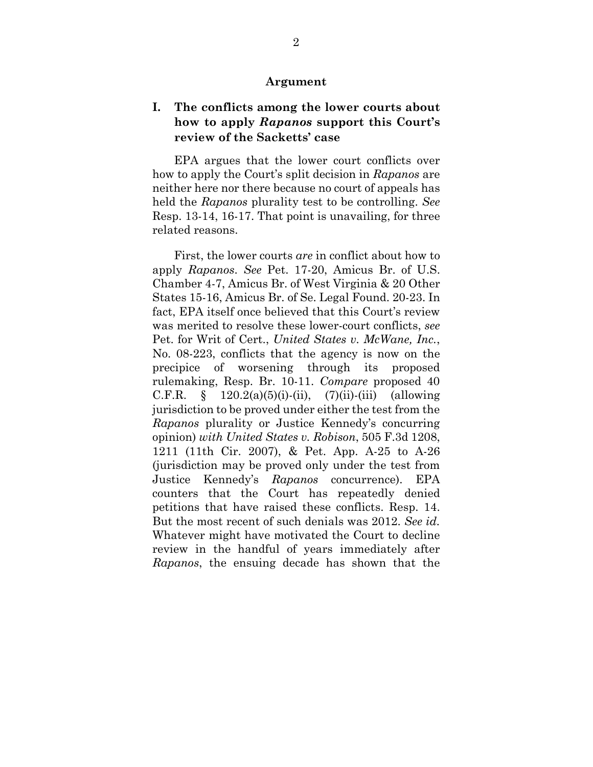## Argument

### I. The conflicts among the lower courts about how to apply *Rapanos* support this Court's review of the Sacketts' case

EPA argues that the lower court conflicts over how to apply the Court's split decision in *Rapanos* are neither here nor there because no court of appeals has held the *Rapanos* plurality test to be controlling. *See* Resp. 13-14, 16-17. That point is unavailing, for three related reasons.

First, the lower courts *are* in conflict about how to apply *Rapanos*. *See* Pet. 17-20, Amicus Br. of U.S. Chamber 4-7, Amicus Br. of West Virginia & 20 Other States 15-16, Amicus Br. of Se. Legal Found. 20-23. In fact, EPA itself once believed that this Court's review was merited to resolve these lower-court conflicts, *see* Pet. for Writ of Cert., *United States v. McWane, Inc.*, No. 08-223, conflicts that the agency is now on the precipice of worsening through its proposed rulemaking, Resp. Br. 10-11. *Compare* proposed 40 C.F.R. § 120.2(a)(5)(i)-(ii), (7)(ii)-(iii) (allowing jurisdiction to be proved under either the test from the *Rapanos* plurality or Justice Kennedy's concurring opinion) *with United States v. Robison*, 505 F.3d 1208, 1211 (11th Cir. 2007), & Pet. App. A-25 to A-26 (jurisdiction may be proved only under the test from Justice Kennedy's *Rapanos* concurrence). EPA counters that the Court has repeatedly denied petitions that have raised these conflicts. Resp. 14. But the most recent of such denials was 2012. *See id.* Whatever might have motivated the Court to decline review in the handful of years immediately after *Rapanos*, the ensuing decade has shown that the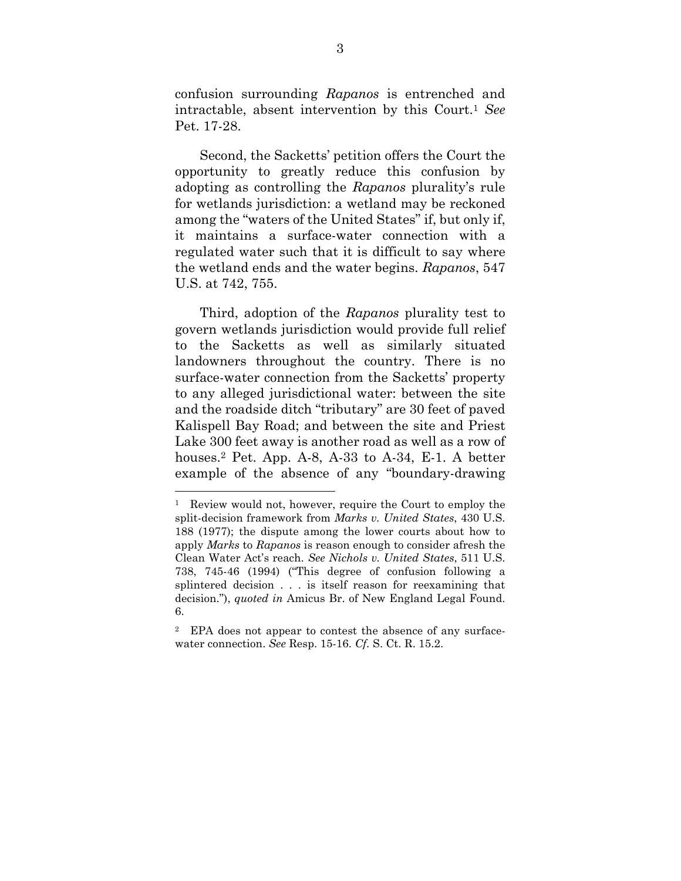confusion surrounding *Rapanos* is entrenched and intractable, absent intervention by this Court.[1] *See* Pet. 17-28.

Second, the Sacketts' petition offers the Court the opportunity to greatly reduce this confusion by adopting as controlling the *Rapanos* plurality's rule for wetlands jurisdiction: a wetland may be reckoned among the "waters of the United States" if, but only if, it maintains a surface-water connection with a regulated water such that it is difficult to say where the wetland ends and the water begins. *Rapanos*, 547 U.S. at 742, 755.

Third, adoption of the *Rapanos* plurality test to govern wetlands jurisdiction would provide full relief to the Sacketts as well as similarly situated landowners throughout the country. There is no surface-water connection from the Sacketts' property to any alleged jurisdictional water: between the site and the roadside ditch "tributary" are 30 feet of paved Kalispell Bay Road; and between the site and Priest Lake 300 feet away is another road as well as a row of houses.[2] Pet. App. A-8, A-33 to A-34, E-1. A better example of the absence of any "boundary-drawing

---

[1] Review would not, however, require the Court to employ the split-decision framework from *Marks v. United States*, 430 U.S. 188 (1977); the dispute among the lower courts about how to apply *Marks* to *Rapanos* is reason enough to consider afresh the Clean Water Act's reach. *See Nichols v. United States*, 511 U.S. 738, 745-46 (1994) ("This degree of confusion following a splintered decision . . . is itself reason for reexamining that decision."), *quoted in* Amicus Br. of New England Legal Found. 6.

[2] EPA does not appear to contest the absence of any surface-water connection. *See* Resp. 15-16. *Cf.* S. Ct. R. 15.2.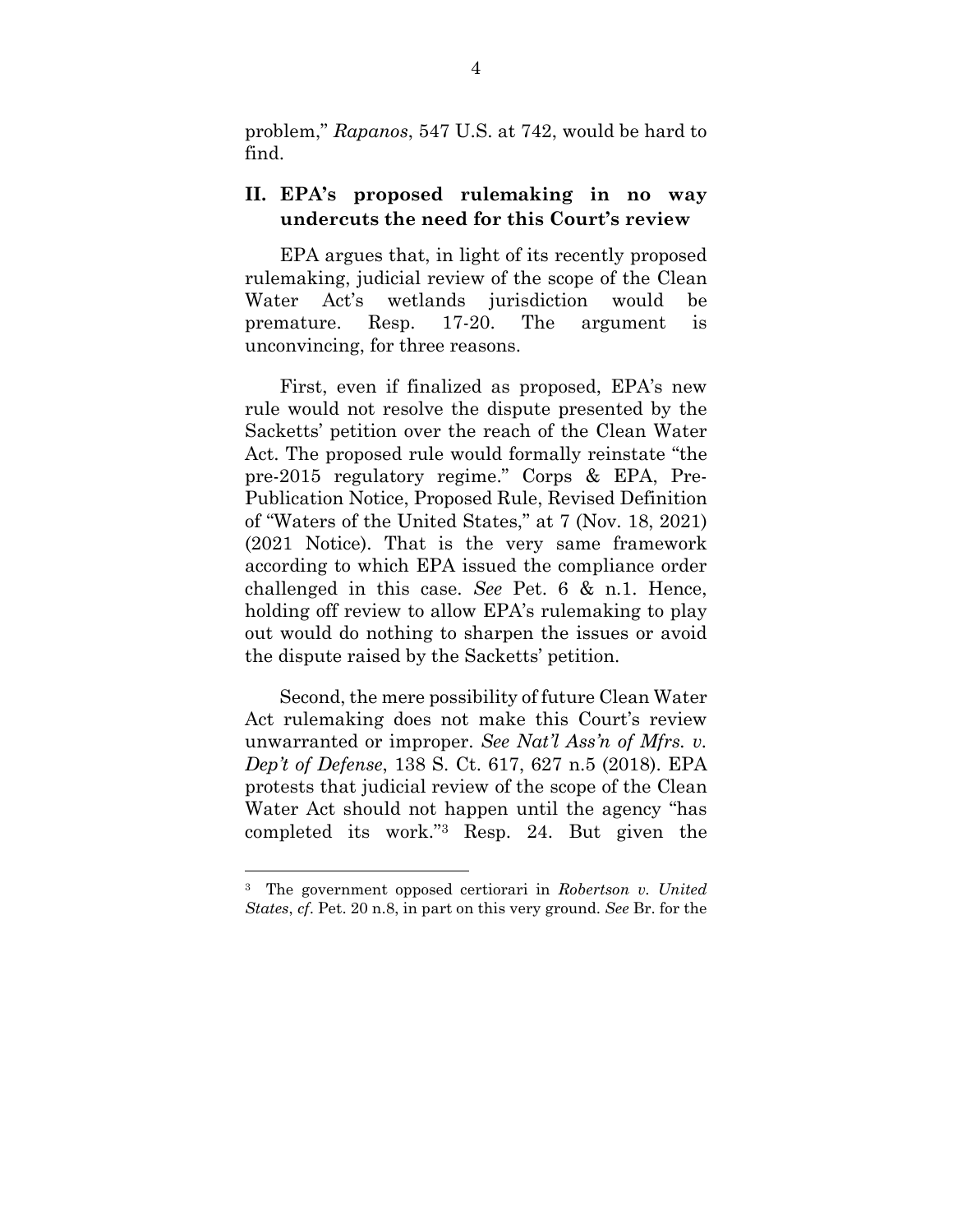problem," *Rapanos*, 547 U.S. at 742, would be hard to find.

## II. EPA's proposed rulemaking in no way undercuts the need for this Court's review

EPA argues that, in light of its recently proposed rulemaking, judicial review of the scope of the Clean Water Act's wetlands jurisdiction would be premature. Resp. 17-20. The argument is unconvincing, for three reasons.

First, even if finalized as proposed, EPA's new rule would not resolve the dispute presented by the Sacketts' petition over the reach of the Clean Water Act. The proposed rule would formally reinstate "the pre-2015 regulatory regime." Corps & EPA, Pre-Publication Notice, Proposed Rule, Revised Definition of "Waters of the United States," at 7 (Nov. 18, 2021) (2021 Notice). That is the very same framework according to which EPA issued the compliance order challenged in this case. *See* Pet. 6 & n.1. Hence, holding off review to allow EPA's rulemaking to play out would do nothing to sharpen the issues or avoid the dispute raised by the Sacketts' petition.

Second, the mere possibility of future Clean Water Act rulemaking does not make this Court's review unwarranted or improper. *See Nat'l Ass'n of Mfrs. v. Dep't of Defense*, 138 S. Ct. 617, 627 n.5 (2018). EPA protests that judicial review of the scope of the Clean Water Act should not happen until the agency "has completed its work."[3] Resp. 24. But given the

---

[3] The government opposed certiorari in *Robertson v. United States*, *cf*. Pet. 20 n.8, in part on this very ground. *See* Br. for the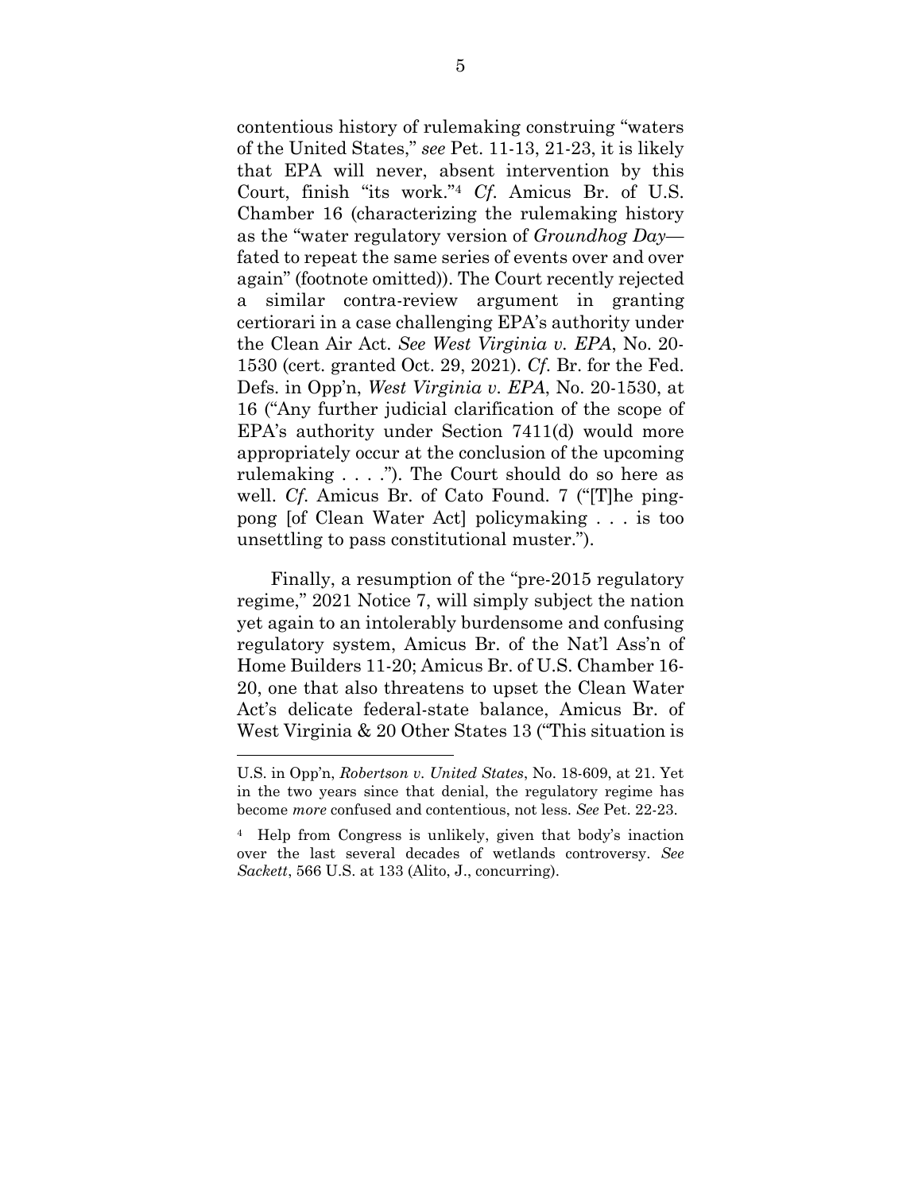contentious history of rulemaking construing "waters of the United States," *see* Pet. 11-13, 21-23, it is likely that EPA will never, absent intervention by this Court, finish "its work."[4] *Cf.* Amicus Br. of U.S. Chamber 16 (characterizing the rulemaking history as the "water regulatory version of *Groundhog Day*—fated to repeat the same series of events over and over again" (footnote omitted)). The Court recently rejected a similar contra-review argument in granting certiorari in a case challenging EPA's authority under the Clean Air Act. *See West Virginia v. EPA*, No. 20-1530 (cert. granted Oct. 29, 2021). *Cf.* Br. for the Fed. Defs. in Opp'n, *West Virginia v. EPA*, No. 20-1530, at 16 ("Any further judicial clarification of the scope of EPA's authority under Section 7411(d) would more appropriately occur at the conclusion of the upcoming rulemaking . . . ."). The Court should do so here as well. *Cf.* Amicus Br. of Cato Found. 7 ("[T]he ping-pong [of Clean Water Act] policymaking . . . is too unsettling to pass constitutional muster.").

Finally, a resumption of the "pre-2015 regulatory regime," 2021 Notice 7, will simply subject the nation yet again to an intolerably burdensome and confusing regulatory system, Amicus Br. of the Nat'l Ass'n of Home Builders 11-20; Amicus Br. of U.S. Chamber 16-20, one that also threatens to upset the Clean Water Act's delicate federal-state balance, Amicus Br. of West Virginia & 20 Other States 13 ("This situation is

---

U.S. in Opp'n, *Robertson v. United States*, No. 18-609, at 21. Yet in the two years since that denial, the regulatory regime has become *more* confused and contentious, not less. *See* Pet. 22-23.

[4] Help from Congress is unlikely, given that body's inaction over the last several decades of wetlands controversy. *See Sackett*, 566 U.S. at 133 (Alito, J., concurring).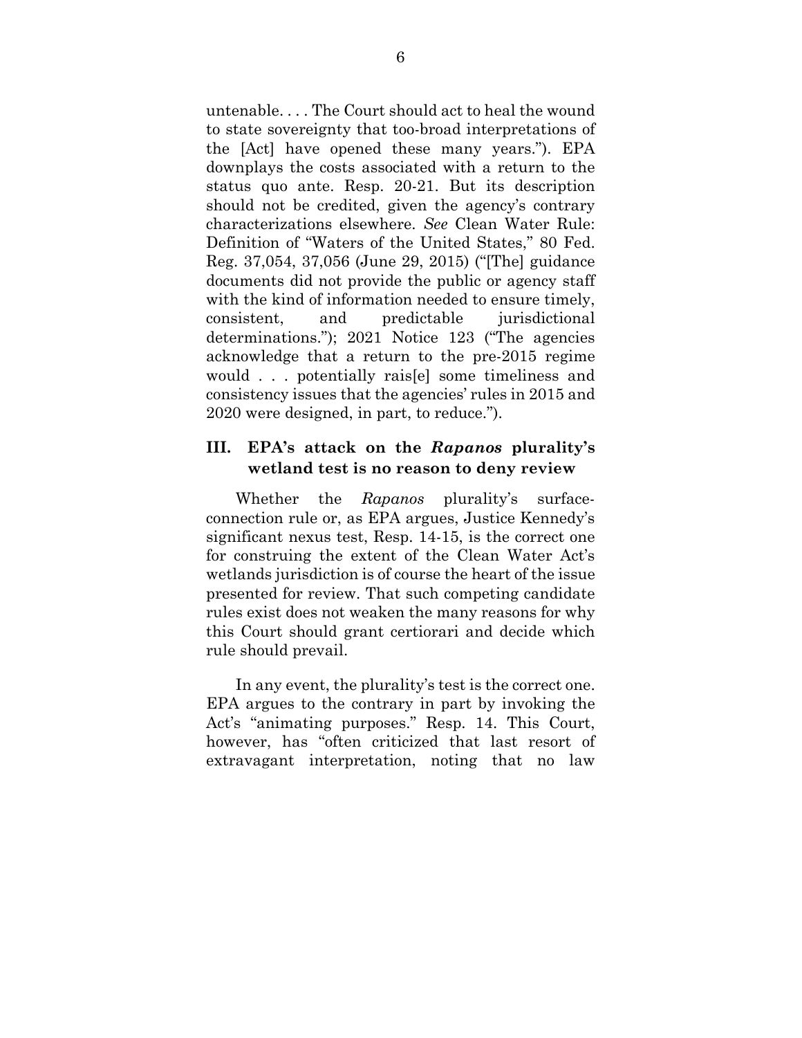untenable. . . . The Court should act to heal the wound to state sovereignty that too-broad interpretations of the [Act] have opened these many years."). EPA downplays the costs associated with a return to the status quo ante. Resp. 20-21. But its description should not be credited, given the agency's contrary characterizations elsewhere. *See* Clean Water Rule: Definition of "Waters of the United States," 80 Fed. Reg. 37,054, 37,056 (June 29, 2015) ("[The] guidance documents did not provide the public or agency staff with the kind of information needed to ensure timely, consistent, and predictable jurisdictional determinations."); 2021 Notice 123 ("The agencies acknowledge that a return to the pre-2015 regime would . . . potentially rais[e] some timeliness and consistency issues that the agencies' rules in 2015 and 2020 were designed, in part, to reduce.").

## III. EPA's attack on the *Rapanos* plurality's wetland test is no reason to deny review

Whether the *Rapanos* plurality's surface-connection rule or, as EPA argues, Justice Kennedy's significant nexus test, Resp. 14-15, is the correct one for construing the extent of the Clean Water Act's wetlands jurisdiction is of course the heart of the issue presented for review. That such competing candidate rules exist does not weaken the many reasons for why this Court should grant certiorari and decide which rule should prevail.

In any event, the plurality's test is the correct one. EPA argues to the contrary in part by invoking the Act's "animating purposes." Resp. 14. This Court, however, has "often criticized that last resort of extravagant interpretation, noting that no law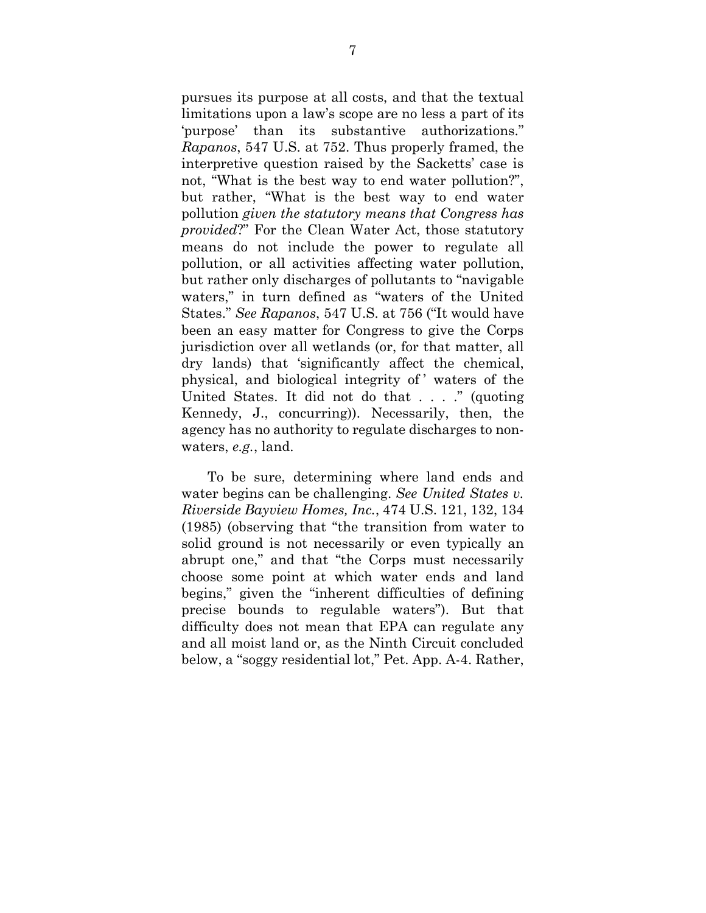pursues its purpose at all costs, and that the textual limitations upon a law's scope are no less a part of its 'purpose' than its substantive authorizations." *Rapanos*, 547 U.S. at 752. Thus properly framed, the interpretive question raised by the Sacketts' case is not, "What is the best way to end water pollution?", but rather, "What is the best way to end water pollution *given the statutory means that Congress has provided*?" For the Clean Water Act, those statutory means do not include the power to regulate all pollution, or all activities affecting water pollution, but rather only discharges of pollutants to "navigable waters," in turn defined as "waters of the United States." *See Rapanos*, 547 U.S. at 756 ("It would have been an easy matter for Congress to give the Corps jurisdiction over all wetlands (or, for that matter, all dry lands) that 'significantly affect the chemical, physical, and biological integrity of' waters of the United States. It did not do that . . . ." (quoting Kennedy, J., concurring)). Necessarily, then, the agency has no authority to regulate discharges to non-waters, *e.g.*, land.

To be sure, determining where land ends and water begins can be challenging. *See United States v. Riverside Bayview Homes, Inc.*, 474 U.S. 121, 132, 134 (1985) (observing that "the transition from water to solid ground is not necessarily or even typically an abrupt one," and that "the Corps must necessarily choose some point at which water ends and land begins," given the "inherent difficulties of defining precise bounds to regulable waters"). But that difficulty does not mean that EPA can regulate any and all moist land or, as the Ninth Circuit concluded below, a "soggy residential lot," Pet. App. A-4. Rather,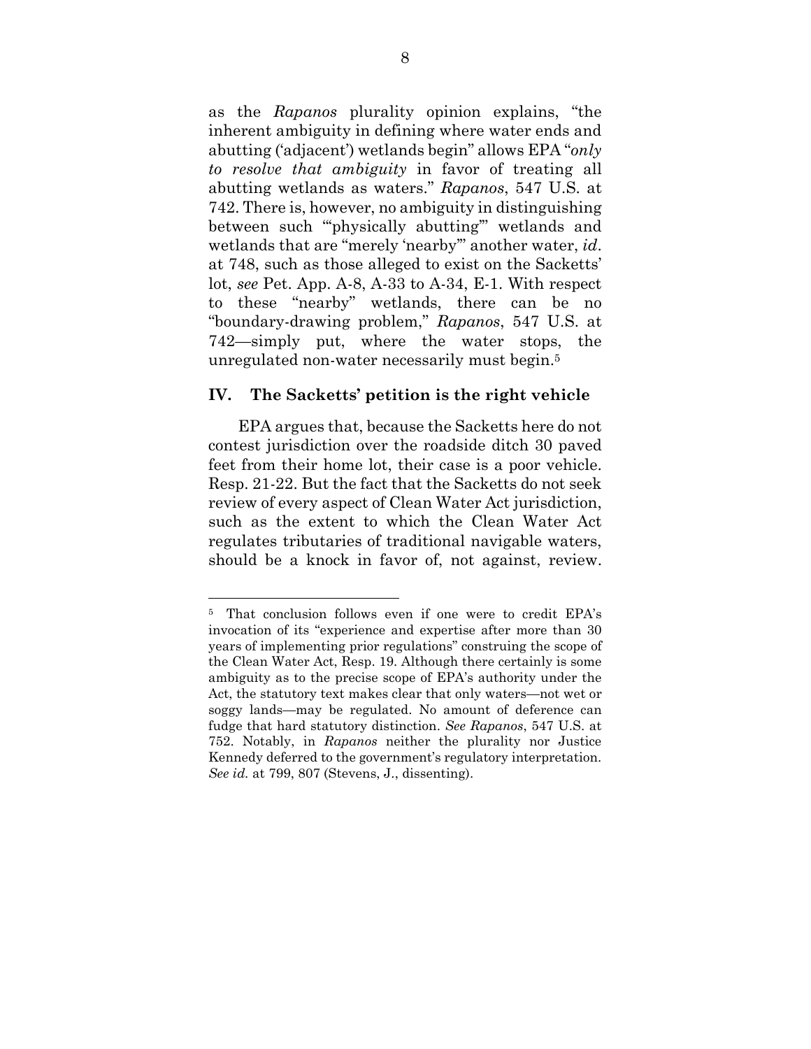as the *Rapanos* plurality opinion explains, "the inherent ambiguity in defining where water ends and abutting ('adjacent') wetlands begin" allows EPA "*only to resolve that ambiguity* in favor of treating all abutting wetlands as waters." *Rapanos*, 547 U.S. at 742. There is, however, no ambiguity in distinguishing between such "'physically abutting'" wetlands and wetlands that are "merely 'nearby'" another water, *id*. at 748, such as those alleged to exist on the Sacketts' lot, *see* Pet. App. A-8, A-33 to A-34, E-1. With respect to these "nearby" wetlands, there can be no "boundary-drawing problem," *Rapanos*, 547 U.S. at 742—simply put, where the water stops, the unregulated non-water necessarily must begin.[5]

## IV. The Sacketts' petition is the right vehicle

EPA argues that, because the Sacketts here do not contest jurisdiction over the roadside ditch 30 paved feet from their home lot, their case is a poor vehicle. Resp. 21-22. But the fact that the Sacketts do not seek review of every aspect of Clean Water Act jurisdiction, such as the extent to which the Clean Water Act regulates tributaries of traditional navigable waters, should be a knock in favor of, not against, review.

---

[5] That conclusion follows even if one were to credit EPA's invocation of its "experience and expertise after more than 30 years of implementing prior regulations" construing the scope of the Clean Water Act, Resp. 19. Although there certainly is some ambiguity as to the precise scope of EPA's authority under the Act, the statutory text makes clear that only waters—not wet or soggy lands—may be regulated. No amount of deference can fudge that hard statutory distinction. *See Rapanos*, 547 U.S. at 752. Notably, in *Rapanos* neither the plurality nor Justice Kennedy deferred to the government's regulatory interpretation. *See id.* at 799, 807 (Stevens, J., dissenting).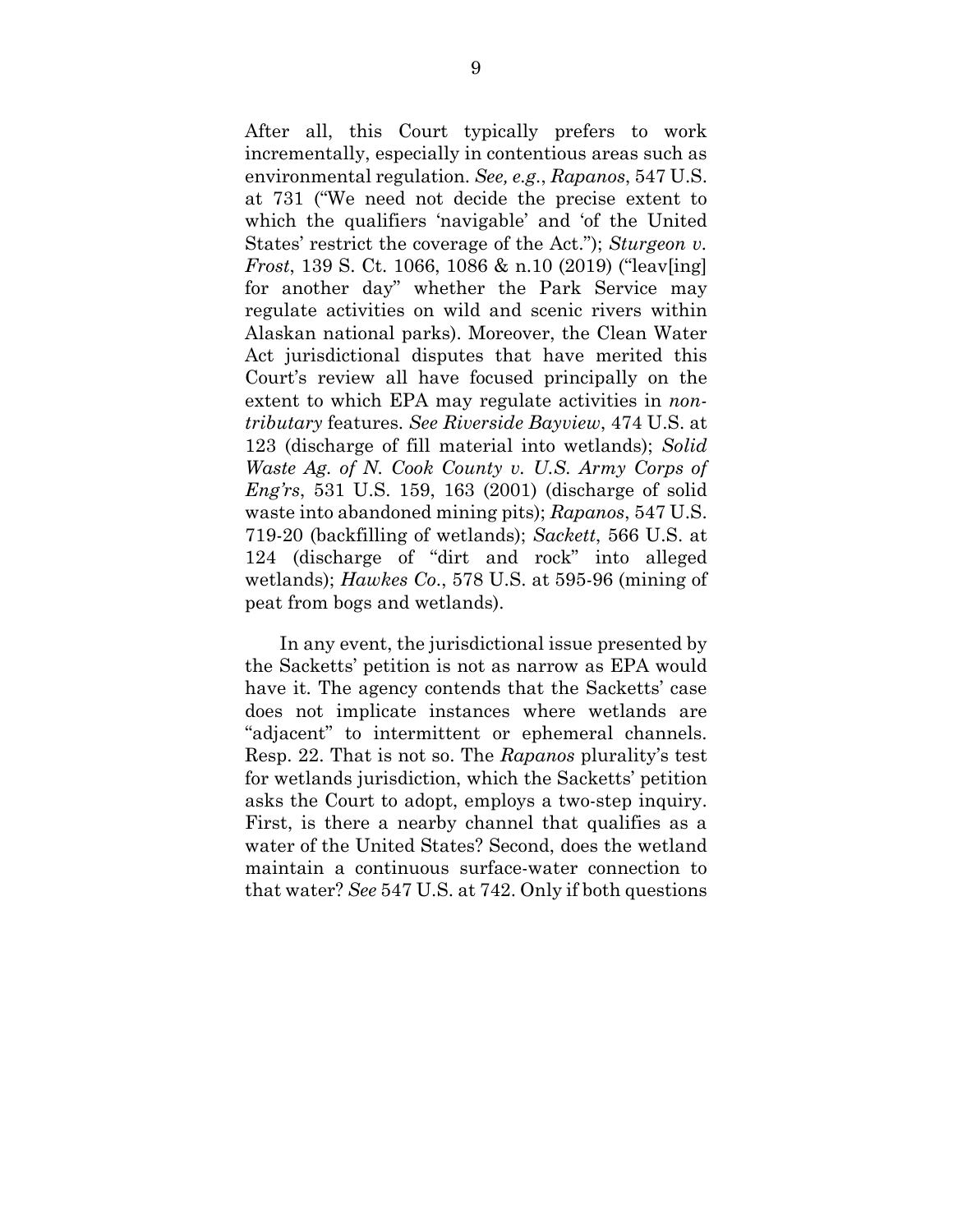After all, this Court typically prefers to work incrementally, especially in contentious areas such as environmental regulation. *See, e.g.*, *Rapanos*, 547 U.S. at 731 ("We need not decide the precise extent to which the qualifiers 'navigable' and 'of the United States' restrict the coverage of the Act."); *Sturgeon v. Frost*, 139 S. Ct. 1066, 1086 & n.10 (2019) ("leav[ing] for another day" whether the Park Service may regulate activities on wild and scenic rivers within Alaskan national parks). Moreover, the Clean Water Act jurisdictional disputes that have merited this Court's review all have focused principally on the extent to which EPA may regulate activities in *non-tributary* features. *See Riverside Bayview*, 474 U.S. at 123 (discharge of fill material into wetlands); *Solid Waste Ag. of N. Cook County v. U.S. Army Corps of Eng'rs*, 531 U.S. 159, 163 (2001) (discharge of solid waste into abandoned mining pits); *Rapanos*, 547 U.S. 719-20 (backfilling of wetlands); *Sackett*, 566 U.S. at 124 (discharge of "dirt and rock" into alleged wetlands); *Hawkes Co*., 578 U.S. at 595-96 (mining of peat from bogs and wetlands).

In any event, the jurisdictional issue presented by the Sacketts' petition is not as narrow as EPA would have it. The agency contends that the Sacketts' case does not implicate instances where wetlands are "adjacent" to intermittent or ephemeral channels. Resp. 22. That is not so. The *Rapanos* plurality's test for wetlands jurisdiction, which the Sacketts' petition asks the Court to adopt, employs a two-step inquiry. First, is there a nearby channel that qualifies as a water of the United States? Second, does the wetland maintain a continuous surface-water connection to that water? *See* 547 U.S. at 742. Only if both questions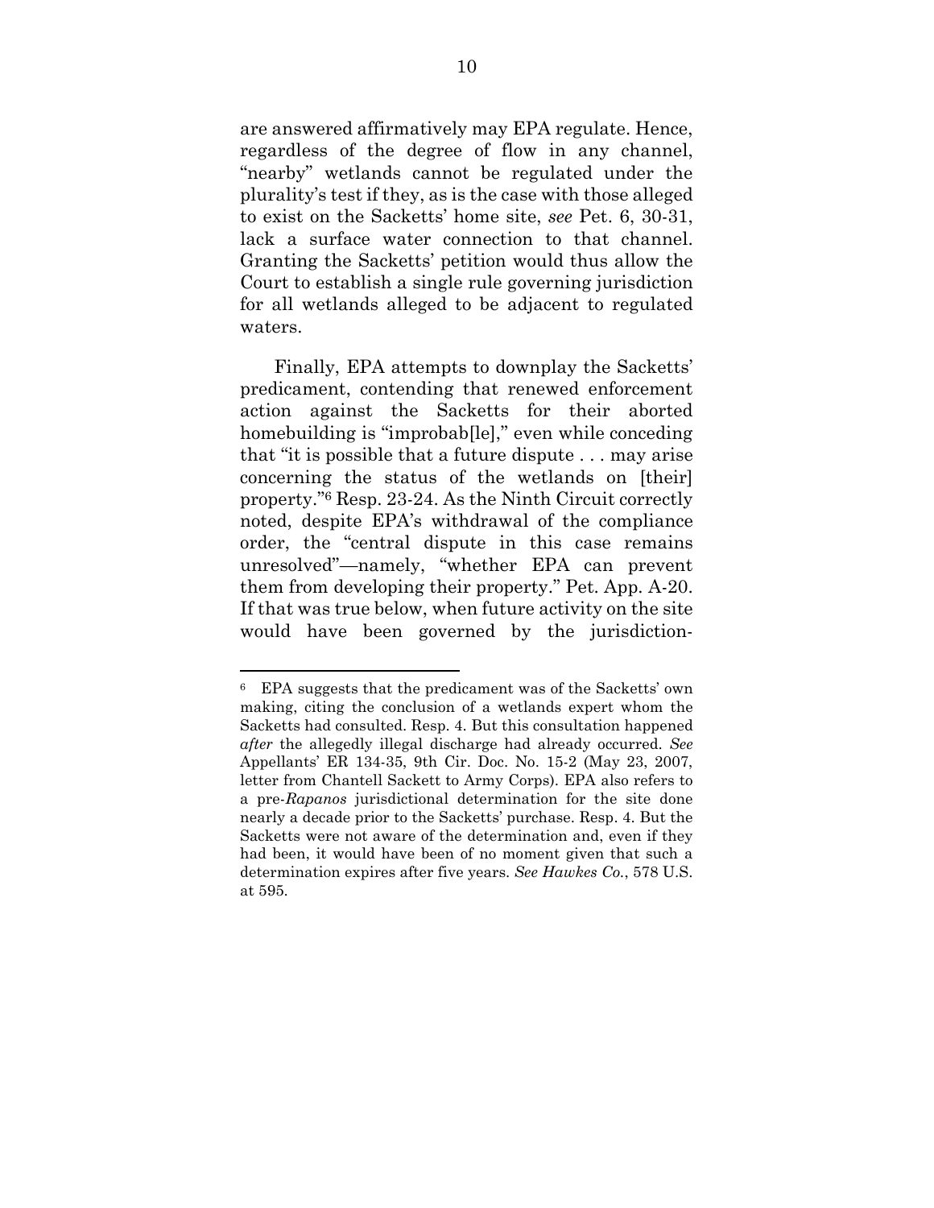are answered affirmatively may EPA regulate. Hence, regardless of the degree of flow in any channel, "nearby" wetlands cannot be regulated under the plurality's test if they, as is the case with those alleged to exist on the Sacketts' home site, *see* Pet. 6, 30-31, lack a surface water connection to that channel. Granting the Sacketts' petition would thus allow the Court to establish a single rule governing jurisdiction for all wetlands alleged to be adjacent to regulated waters.

Finally, EPA attempts to downplay the Sacketts' predicament, contending that renewed enforcement action against the Sacketts for their aborted homebuilding is "improbab[le]," even while conceding that "it is possible that a future dispute . . . may arise concerning the status of the wetlands on [their] property."[6] Resp. 23-24. As the Ninth Circuit correctly noted, despite EPA's withdrawal of the compliance order, the "central dispute in this case remains unresolved"—namely, "whether EPA can prevent them from developing their property." Pet. App. A-20. If that was true below, when future activity on the site would have been governed by the jurisdiction-

---

[6] EPA suggests that the predicament was of the Sacketts' own making, citing the conclusion of a wetlands expert whom the Sacketts had consulted. Resp. 4. But this consultation happened *after* the allegedly illegal discharge had already occurred. *See* Appellants' ER 134-35, 9th Cir. Doc. No. 15-2 (May 23, 2007, letter from Chantell Sackett to Army Corps). EPA also refers to a pre-*Rapanos* jurisdictional determination for the site done nearly a decade prior to the Sacketts' purchase. Resp. 4. But the Sacketts were not aware of the determination and, even if they had been, it would have been of no moment given that such a determination expires after five years. *See Hawkes Co.*, 578 U.S. at 595.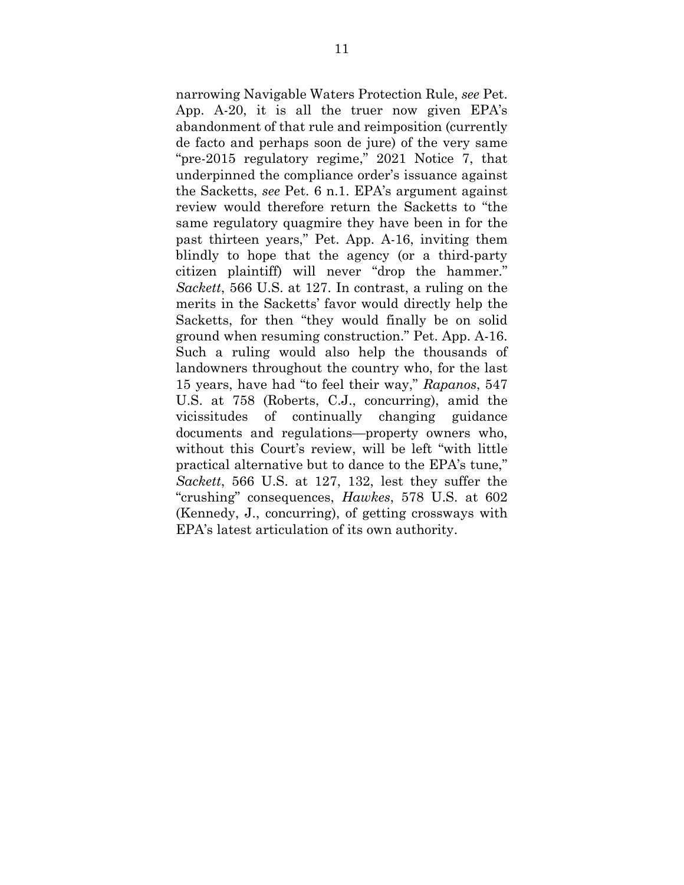narrowing Navigable Waters Protection Rule, *see* Pet. App. A-20, it is all the truer now given EPA's abandonment of that rule and reimposition (currently de facto and perhaps soon de jure) of the very same "pre-2015 regulatory regime," 2021 Notice 7, that underpinned the compliance order's issuance against the Sacketts, *see* Pet. 6 n.1. EPA's argument against review would therefore return the Sacketts to "the same regulatory quagmire they have been in for the past thirteen years," Pet. App. A-16, inviting them blindly to hope that the agency (or a third-party citizen plaintiff) will never "drop the hammer." *Sackett*, 566 U.S. at 127. In contrast, a ruling on the merits in the Sacketts' favor would directly help the Sacketts, for then "they would finally be on solid ground when resuming construction." Pet. App. A-16. Such a ruling would also help the thousands of landowners throughout the country who, for the last 15 years, have had "to feel their way," *Rapanos*, 547 U.S. at 758 (Roberts, C.J., concurring), amid the vicissitudes of continually changing guidance documents and regulations—property owners who, without this Court's review, will be left "with little practical alternative but to dance to the EPA's tune," *Sackett*, 566 U.S. at 127, 132, lest they suffer the "crushing" consequences, *Hawkes*, 578 U.S. at 602 (Kennedy, J., concurring), of getting crossways with EPA's latest articulation of its own authority.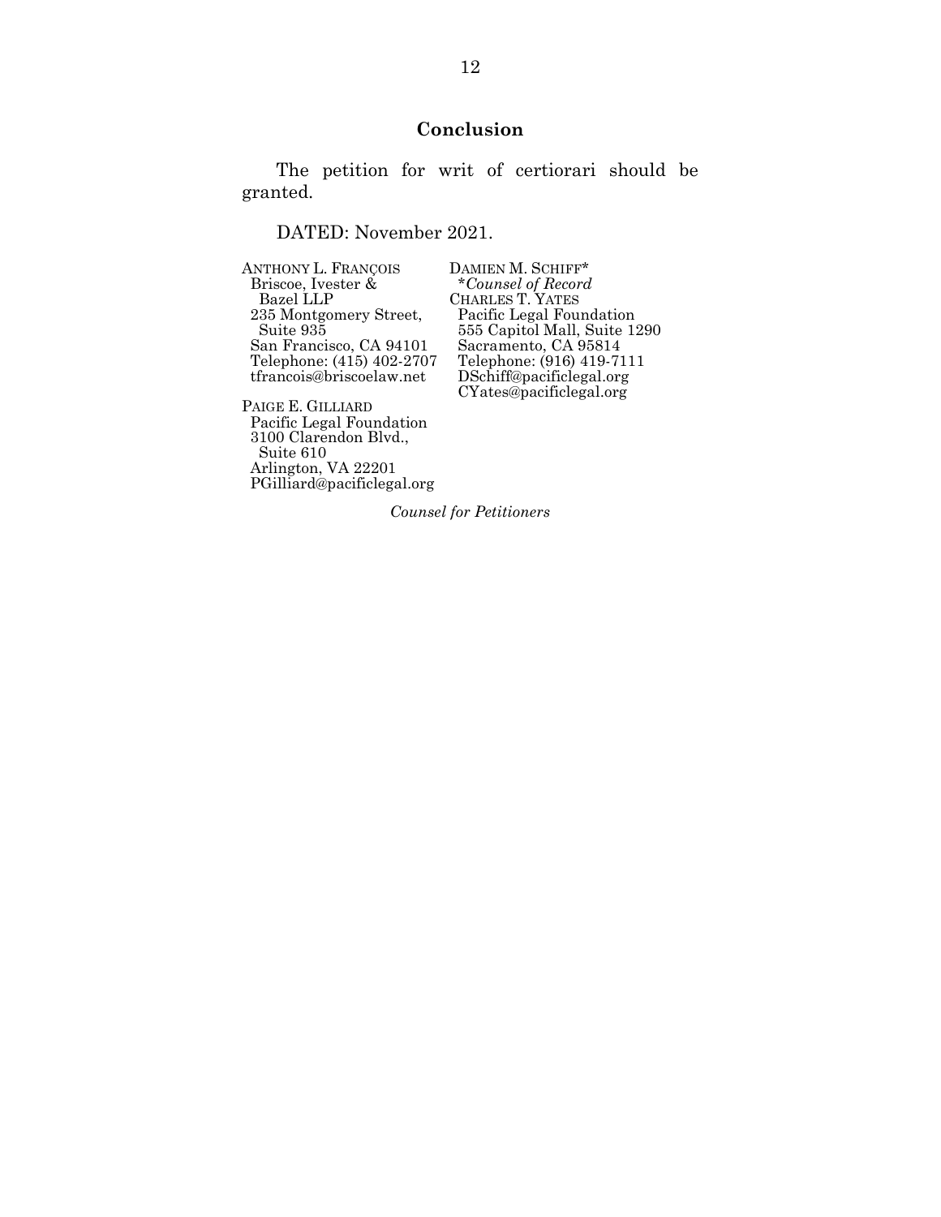## Conclusion

The petition for writ of certiorari should be granted.

DATED: November 2021.

ANTHONY L. FRANÇOIS
Briscoe, Ivester & Bazel LLP
235 Montgomery Street, Suite 935
San Francisco, CA 94101
Telephone: (415) 402-2707
tfrancois@briscoelaw.net

PAIGE E. GILLIARD
Pacific Legal Foundation
3100 Clarendon Blvd., Suite 610
Arlington, VA 22201
PGilliard@pacificlegal.org

DAMIEN M. SCHIFF*
*Counsel of Record*
CHARLES T. YATES
Pacific Legal Foundation
555 Capitol Mall, Suite 1290
Sacramento, CA 95814
Telephone: (916) 419-7111
DSchiff@pacificlegal.org
CYates@pacificlegal.org

*Counsel for Petitioners*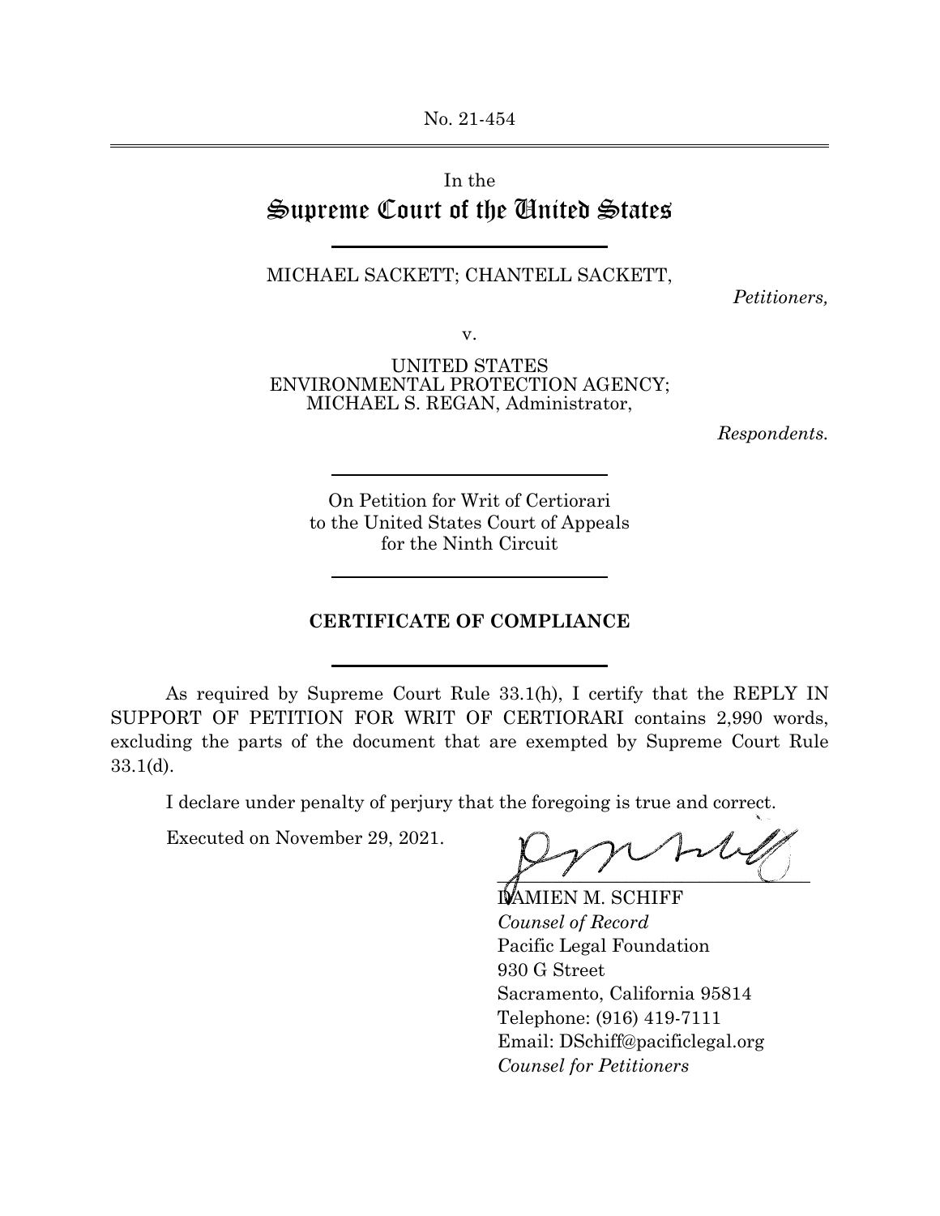No. 21-454

In the

# Supreme Court of the United States

MICHAEL SACKETT; CHANTELL SACKETT,

*Petitioners,*

v.

UNITED STATES ENVIRONMENTAL PROTECTION AGENCY; MICHAEL S. REGAN, Administrator,

*Respondents.*

On Petition for Writ of Certiorari to the United States Court of Appeals for the Ninth Circuit

## CERTIFICATE OF COMPLIANCE

As required by Supreme Court Rule 33.1(h), I certify that the REPLY IN SUPPORT OF PETITION FOR WRIT OF CERTIORARI contains 2,990 words, excluding the parts of the document that are exempted by Supreme Court Rule 33.1(d).

I declare under penalty of perjury that the foregoing is true and correct.

Executed on November 29, 2021.

DAMIEN M. SCHIFF
*Counsel of Record*
Pacific Legal Foundation
930 G Street
Sacramento, California 95814
Telephone: (916) 419-7111
Email: DSchiff@pacificlegal.org
*Counsel for Petitioners*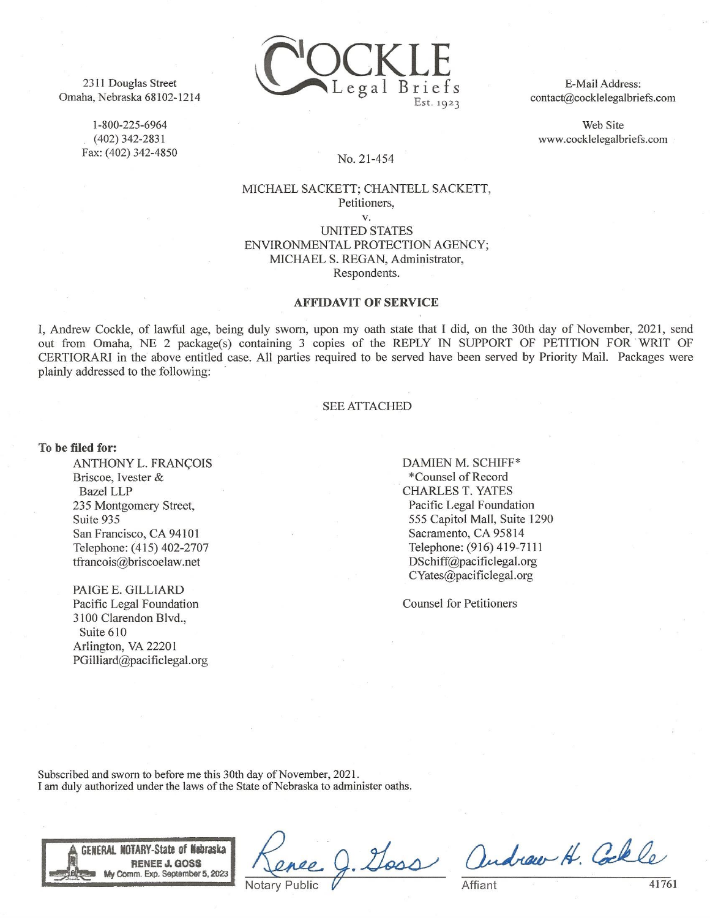2311 Douglas Street
Omaha, Nebraska 68102-1214

1-800-225-6964
(402) 342-2831
Fax: (402) 342-4850

COCKLE
Legal Briefs
Est. 1923

E-Mail Address:
contact@cocklelegalbriefs.com

Web Site
www.cocklelegalbriefs.com

No. 21-454

MICHAEL SACKETT; CHANTELL SACKETT,
Petitioners,
v.
UNITED STATES
ENVIRONMENTAL PROTECTION AGENCY;
MICHAEL S. REGAN, Administrator,
Respondents.

**AFFIDAVIT OF SERVICE**

I, Andrew Cockle, of lawful age, being duly sworn, upon my oath state that I did, on the 30th day of November, 2021, send out from Omaha, NE 2 package(s) containing 3 copies of the REPLY IN SUPPORT OF PETITION FOR WRIT OF CERTIORARI in the above entitled case. All parties required to be served have been served by Priority Mail. Packages were plainly addressed to the following:

SEE ATTACHED

**To be filed for:**

ANTHONY L. FRANÇOIS
Briscoe, Ivester &
Bazel LLP
235 Montgomery Street,
Suite 935
San Francisco, CA 94101
Telephone: (415) 402-2707
tfrancois@briscoelaw.net

PAIGE E. GILLIARD
Pacific Legal Foundation
3100 Clarendon Blvd.,
Suite 610
Arlington, VA 22201
PGilliard@pacificlegal.org

DAMIEN M. SCHIFF*
*Counsel of Record
CHARLES T. YATES
Pacific Legal Foundation
555 Capitol Mall, Suite 1290
Sacramento, CA 95814
Telephone: (916) 419-7111
DSchiff@pacificlegal.org
CYates@pacificlegal.org

Counsel for Petitioners

Subscribed and sworn to before me this 30th day of November, 2021.
I am duly authorized under the laws of the State of Nebraska to administer oaths.

GENERAL NOTARY-State of Nebraska
RENEE J. GOSS
My Comm. Exp. September 5, 2023

Renee J. Goss
Notary Public

Andrew H. Cockle
Affiant

41761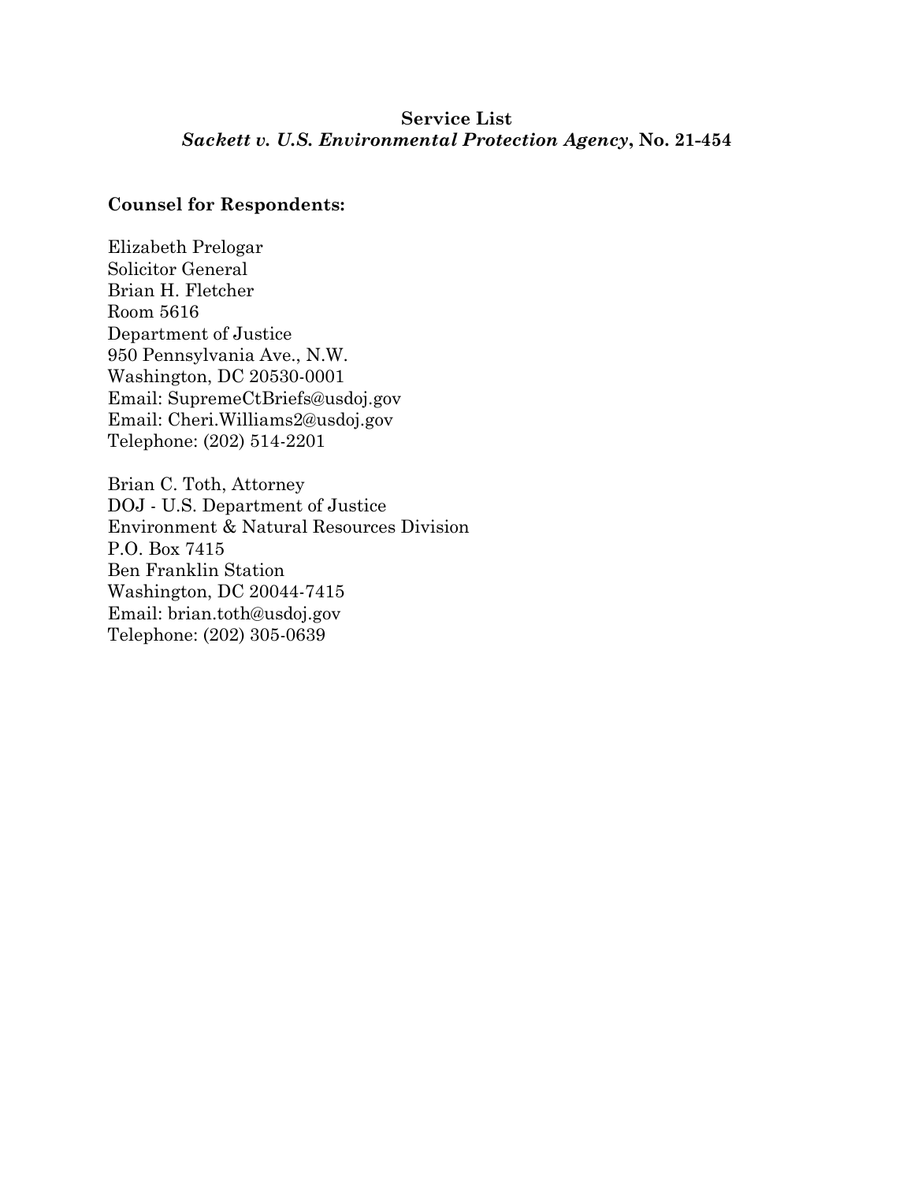**Service List**
***Sackett v. U.S. Environmental Protection Agency*, No. 21-454**

**Counsel for Respondents:**

Elizabeth Prelogar
Solicitor General
Brian H. Fletcher
Room 5616
Department of Justice
950 Pennsylvania Ave., N.W.
Washington, DC 20530-0001
Email: SupremeCtBriefs@usdoj.gov
Email: Cheri.Williams2@usdoj.gov
Telephone: (202) 514-2201

Brian C. Toth, Attorney
DOJ - U.S. Department of Justice
Environment & Natural Resources Division
P.O. Box 7415
Ben Franklin Station
Washington, DC 20044-7415
Email: brian.toth@usdoj.gov
Telephone: (202) 305-0639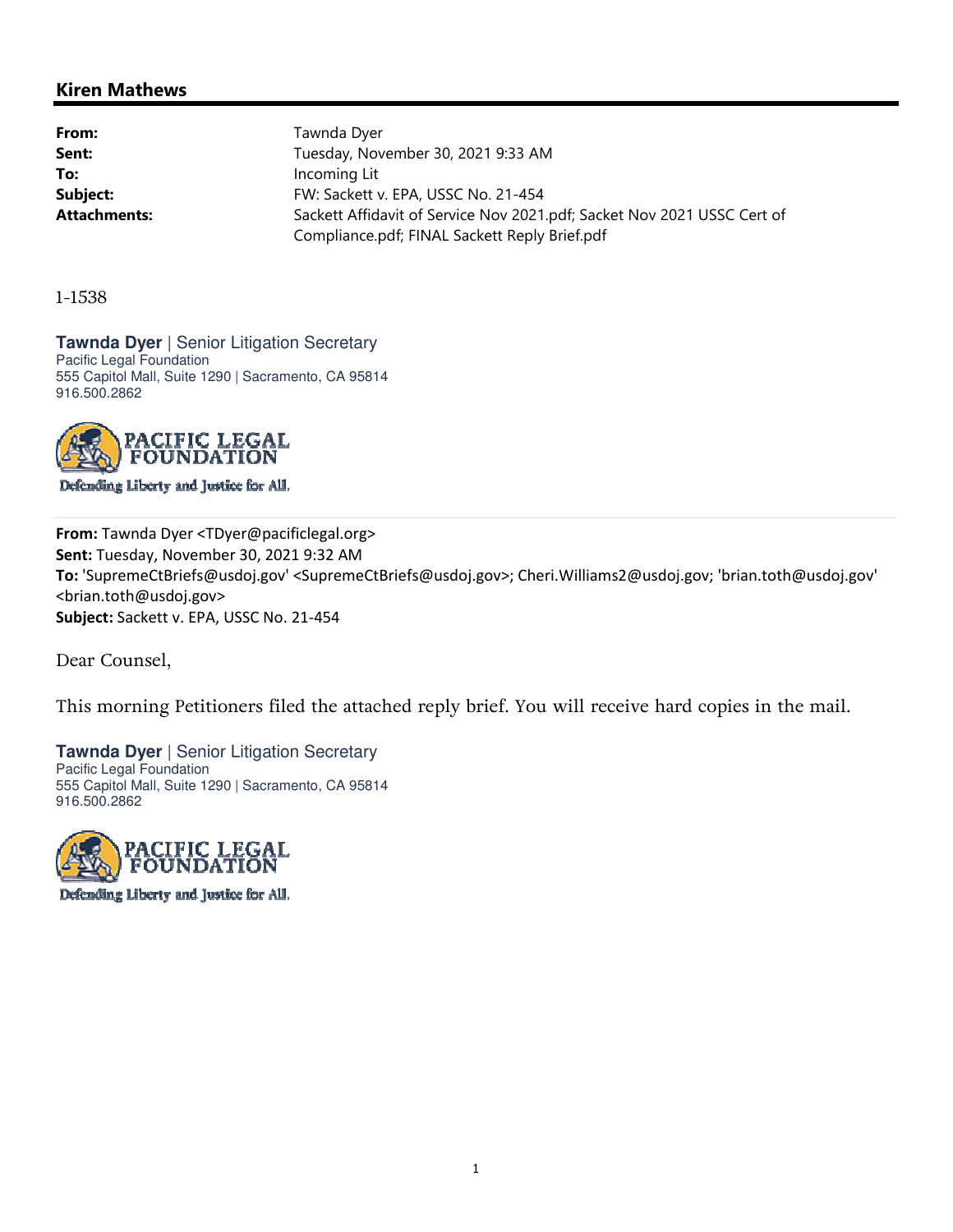## Kiren Mathews

| | |
|---|---|
| **From:** | Tawnda Dyer |
| **Sent:** | Tuesday, November 30, 2021 9:33 AM |
| **To:** | Incoming Lit |
| **Subject:** | FW: Sackett v. EPA, USSC No. 21-454 |
| **Attachments:** | Sackett Affidavit of Service Nov 2021.pdf; Sacket Nov 2021 USSC Cert of Compliance.pdf; FINAL Sackett Reply Brief.pdf |

1-1538

**Tawnda Dyer** | Senior Litigation Secretary
Pacific Legal Foundation
555 Capitol Mall, Suite 1290 | Sacramento, CA 95814
916.500.2862

PACIFIC LEGAL FOUNDATION
Defending Liberty and Justice for All.

**From:** Tawnda Dyer <TDyer@pacificlegal.org>
**Sent:** Tuesday, November 30, 2021 9:32 AM
**To:** 'SupremeCtBriefs@usdoj.gov' <SupremeCtBriefs@usdoj.gov>; Cheri.Williams2@usdoj.gov; 'brian.toth@usdoj.gov' <brian.toth@usdoj.gov>
**Subject:** Sackett v. EPA, USSC No. 21-454

Dear Counsel,

This morning Petitioners filed the attached reply brief. You will receive hard copies in the mail.

**Tawnda Dyer** | Senior Litigation Secretary
Pacific Legal Foundation
555 Capitol Mall, Suite 1290 | Sacramento, CA 95814
916.500.2862

PACIFIC LEGAL FOUNDATION
Defending Liberty and Justice for All.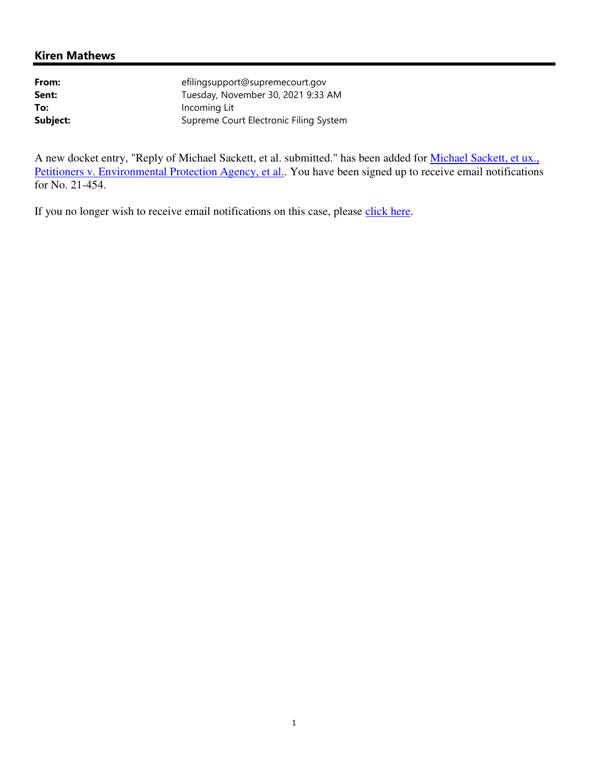## Kiren Mathews

| | |
|---|---|
| **From:** | efilingsupport@supremecourt.gov |
| **Sent:** | Tuesday, November 30, 2021 9:33 AM |
| **To:** | Incoming Lit |
| **Subject:** | Supreme Court Electronic Filing System |

A new docket entry, "Reply of Michael Sackett, et al. submitted." has been added for Michael Sackett, et ux., Petitioners v. Environmental Protection Agency, et al.. You have been signed up to receive email notifications for No. 21-454.

If you no longer wish to receive email notifications on this case, please click here.